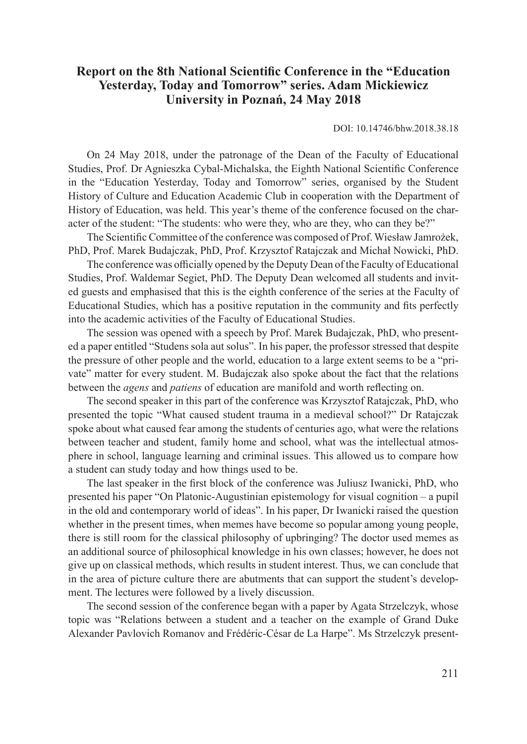# Report on the 8th National Scientific Conference in the "Education Yesterday, Today and Tomorrow" series. Adam Mickiewicz University in Poznań, 24 May 2018

DOI: 10.14746/bhw.2018.38.18

On 24 May 2018, under the patronage of the Dean of the Faculty of Educational Studies, Prof. Dr Agnieszka Cybal-Michalska, the Eighth National Scientific Conference in the "Education Yesterday, Today and Tomorrow" series, organised by the Student History of Culture and Education Academic Club in cooperation with the Department of History of Education, was held. This year's theme of the conference focused on the character of the student: "The students: who were they, who are they, who can they be?"

The Scientific Committee of the conference was composed of Prof. Wiesław Jamrożek, PhD, Prof. Marek Budajczak, PhD, Prof. Krzysztof Ratajczak and Michał Nowicki, PhD.

The conference was officially opened by the Deputy Dean of the Faculty of Educational Studies, Prof. Waldemar Segiet, PhD. The Deputy Dean welcomed all students and invited guests and emphasised that this is the eighth conference of the series at the Faculty of Educational Studies, which has a positive reputation in the community and fits perfectly into the academic activities of the Faculty of Educational Studies.

The session was opened with a speech by Prof. Marek Budajczak, PhD, who presented a paper entitled "Studens sola aut solus". In his paper, the professor stressed that despite the pressure of other people and the world, education to a large extent seems to be a "private" matter for every student. M. Budajczak also spoke about the fact that the relations between the *agens* and *patiens* of education are manifold and worth reflecting on.

The second speaker in this part of the conference was Krzysztof Ratajczak, PhD, who presented the topic "What caused student trauma in a medieval school?" Dr Ratajczak spoke about what caused fear among the students of centuries ago, what were the relations between teacher and student, family home and school, what was the intellectual atmosphere in school, language learning and criminal issues. This allowed us to compare how a student can study today and how things used to be.

The last speaker in the first block of the conference was Juliusz Iwanicki, PhD, who presented his paper "On Platonic-Augustinian epistemology for visual cognition – a pupil in the old and contemporary world of ideas". In his paper, Dr Iwanicki raised the question whether in the present times, when memes have become so popular among young people, there is still room for the classical philosophy of upbringing? The doctor used memes as an additional source of philosophical knowledge in his own classes; however, he does not give up on classical methods, which results in student interest. Thus, we can conclude that in the area of picture culture there are abutments that can support the student's development. The lectures were followed by a lively discussion.

The second session of the conference began with a paper by Agata Strzelczyk, whose topic was "Relations between a student and a teacher on the example of Grand Duke Alexander Pavlovich Romanov and Frédéric-César de La Harpe". Ms Strzelczyk present-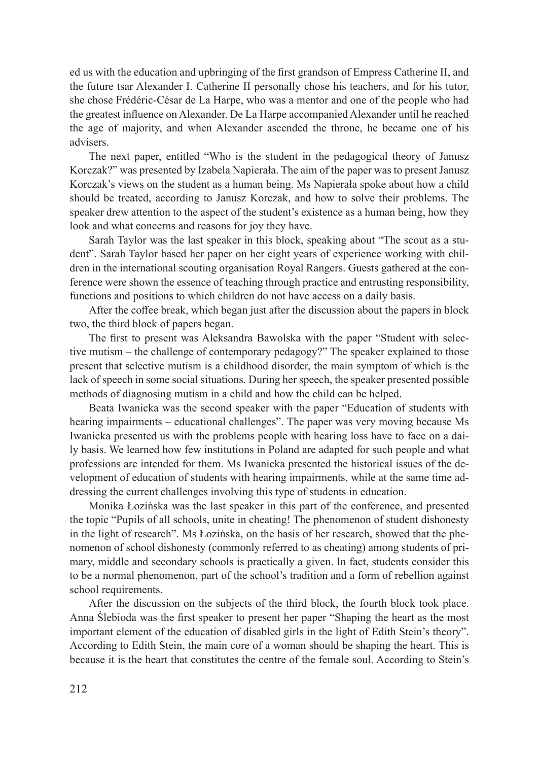ed us with the education and upbringing of the first grandson of Empress Catherine II, and the future tsar Alexander I. Catherine II personally chose his teachers, and for his tutor, she chose Frédéric-César de La Harpe, who was a mentor and one of the people who had the greatest influence on Alexander. De La Harpe accompanied Alexander until he reached the age of majority, and when Alexander ascended the throne, he became one of his advisers.

The next paper, entitled "Who is the student in the pedagogical theory of Janusz Korczak?" was presented by Izabela Napierała. The aim of the paper was to present Janusz Korczak's views on the student as a human being. Ms Napierała spoke about how a child should be treated, according to Janusz Korczak, and how to solve their problems. The speaker drew attention to the aspect of the student's existence as a human being, how they look and what concerns and reasons for joy they have.

Sarah Taylor was the last speaker in this block, speaking about "The scout as a student". Sarah Taylor based her paper on her eight years of experience working with children in the international scouting organisation Royal Rangers. Guests gathered at the conference were shown the essence of teaching through practice and entrusting responsibility, functions and positions to which children do not have access on a daily basis.

After the coffee break, which began just after the discussion about the papers in block two, the third block of papers began.

The first to present was Aleksandra Bawolska with the paper "Student with selective mutism – the challenge of contemporary pedagogy?" The speaker explained to those present that selective mutism is a childhood disorder, the main symptom of which is the lack of speech in some social situations. During her speech, the speaker presented possible methods of diagnosing mutism in a child and how the child can be helped.

Beata Iwanicka was the second speaker with the paper "Education of students with hearing impairments – educational challenges". The paper was very moving because Ms Iwanicka presented us with the problems people with hearing loss have to face on a daily basis. We learned how few institutions in Poland are adapted for such people and what professions are intended for them. Ms Iwanicka presented the historical issues of the development of education of students with hearing impairments, while at the same time addressing the current challenges involving this type of students in education.

Monika Łozińska was the last speaker in this part of the conference, and presented the topic "Pupils of all schools, unite in cheating! The phenomenon of student dishonesty in the light of research". Ms Łozińska, on the basis of her research, showed that the phenomenon of school dishonesty (commonly referred to as cheating) among students of primary, middle and secondary schools is practically a given. In fact, students consider this to be a normal phenomenon, part of the school's tradition and a form of rebellion against school requirements.

After the discussion on the subjects of the third block, the fourth block took place. Anna Ślebioda was the first speaker to present her paper "Shaping the heart as the most important element of the education of disabled girls in the light of Edith Stein's theory". According to Edith Stein, the main core of a woman should be shaping the heart. This is because it is the heart that constitutes the centre of the female soul. According to Stein's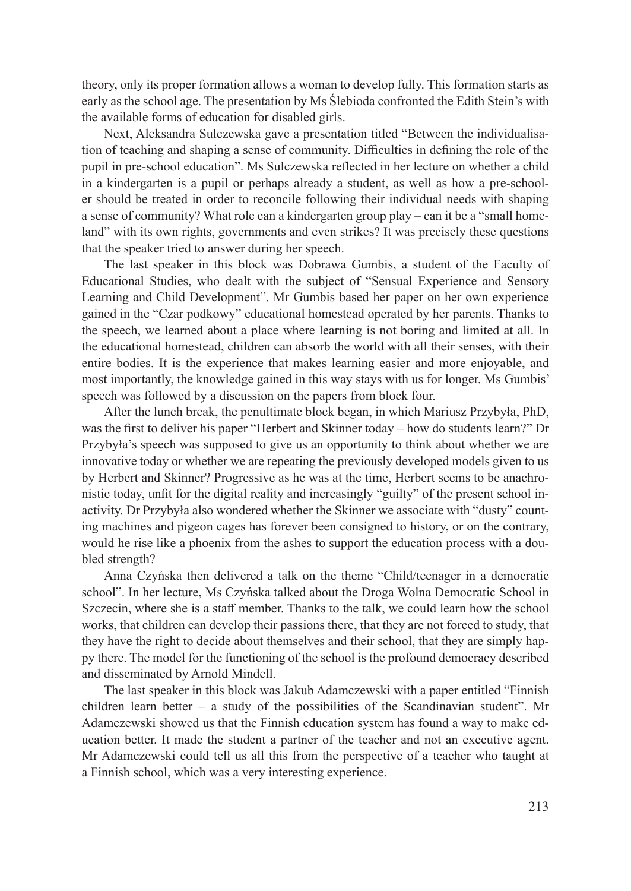theory, only its proper formation allows a woman to develop fully. This formation starts as early as the school age. The presentation by Ms Ślebioda confronted the Edith Stein's with the available forms of education for disabled girls.

Next, Aleksandra Sulczewska gave a presentation titled "Between the individualisation of teaching and shaping a sense of community. Difficulties in defining the role of the pupil in pre-school education". Ms Sulczewska reflected in her lecture on whether a child in a kindergarten is a pupil or perhaps already a student, as well as how a pre-schooler should be treated in order to reconcile following their individual needs with shaping a sense of community? What role can a kindergarten group play – can it be a "small homeland" with its own rights, governments and even strikes? It was precisely these questions that the speaker tried to answer during her speech.

The last speaker in this block was Dobrawa Gumbis, a student of the Faculty of Educational Studies, who dealt with the subject of "Sensual Experience and Sensory Learning and Child Development". Mr Gumbis based her paper on her own experience gained in the "Czar podkowy" educational homestead operated by her parents. Thanks to the speech, we learned about a place where learning is not boring and limited at all. In the educational homestead, children can absorb the world with all their senses, with their entire bodies. It is the experience that makes learning easier and more enjoyable, and most importantly, the knowledge gained in this way stays with us for longer. Ms Gumbis' speech was followed by a discussion on the papers from block four.

After the lunch break, the penultimate block began, in which Mariusz Przybyła, PhD, was the first to deliver his paper "Herbert and Skinner today – how do students learn?" Dr Przybyła's speech was supposed to give us an opportunity to think about whether we are innovative today or whether we are repeating the previously developed models given to us by Herbert and Skinner? Progressive as he was at the time, Herbert seems to be anachronistic today, unfit for the digital reality and increasingly "guilty" of the present school inactivity. Dr Przybyła also wondered whether the Skinner we associate with "dusty" counting machines and pigeon cages has forever been consigned to history, or on the contrary, would he rise like a phoenix from the ashes to support the education process with a doubled strength?

Anna Czyńska then delivered a talk on the theme "Child/teenager in a democratic school". In her lecture, Ms Czyńska talked about the Droga Wolna Democratic School in Szczecin, where she is a staff member. Thanks to the talk, we could learn how the school works, that children can develop their passions there, that they are not forced to study, that they have the right to decide about themselves and their school, that they are simply happy there. The model for the functioning of the school is the profound democracy described and disseminated by Arnold Mindell.

The last speaker in this block was Jakub Adamczewski with a paper entitled "Finnish children learn better – a study of the possibilities of the Scandinavian student". Mr Adamczewski showed us that the Finnish education system has found a way to make education better. It made the student a partner of the teacher and not an executive agent. Mr Adamczewski could tell us all this from the perspective of a teacher who taught at a Finnish school, which was a very interesting experience.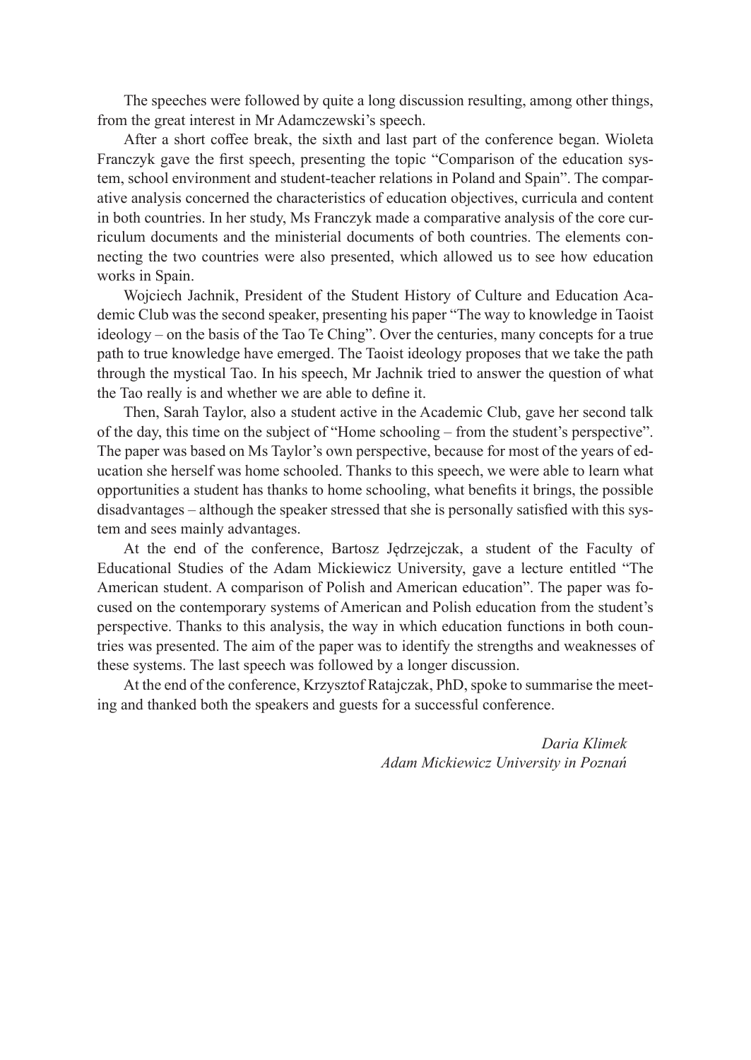The speeches were followed by quite a long discussion resulting, among other things, from the great interest in Mr Adamczewski's speech.

After a short coffee break, the sixth and last part of the conference began. Wioleta Franczyk gave the first speech, presenting the topic "Comparison of the education system, school environment and student-teacher relations in Poland and Spain". The comparative analysis concerned the characteristics of education objectives, curricula and content in both countries. In her study, Ms Franczyk made a comparative analysis of the core curriculum documents and the ministerial documents of both countries. The elements connecting the two countries were also presented, which allowed us to see how education works in Spain.

Wojciech Jachnik, President of the Student History of Culture and Education Academic Club was the second speaker, presenting his paper "The way to knowledge in Taoist ideology – on the basis of the Tao Te Ching". Over the centuries, many concepts for a true path to true knowledge have emerged. The Taoist ideology proposes that we take the path through the mystical Tao. In his speech, Mr Jachnik tried to answer the question of what the Tao really is and whether we are able to define it.

Then, Sarah Taylor, also a student active in the Academic Club, gave her second talk of the day, this time on the subject of "Home schooling – from the student's perspective". The paper was based on Ms Taylor's own perspective, because for most of the years of education she herself was home schooled. Thanks to this speech, we were able to learn what opportunities a student has thanks to home schooling, what benefits it brings, the possible disadvantages – although the speaker stressed that she is personally satisfied with this system and sees mainly advantages.

At the end of the conference, Bartosz Jędrzejczak, a student of the Faculty of Educational Studies of the Adam Mickiewicz University, gave a lecture entitled "The American student. A comparison of Polish and American education". The paper was focused on the contemporary systems of American and Polish education from the student's perspective. Thanks to this analysis, the way in which education functions in both countries was presented. The aim of the paper was to identify the strengths and weaknesses of these systems. The last speech was followed by a longer discussion.

At the end of the conference, Krzysztof Ratajczak, PhD, spoke to summarise the meeting and thanked both the speakers and guests for a successful conference.

*Daria Klimek*
*Adam Mickiewicz University in Poznań*